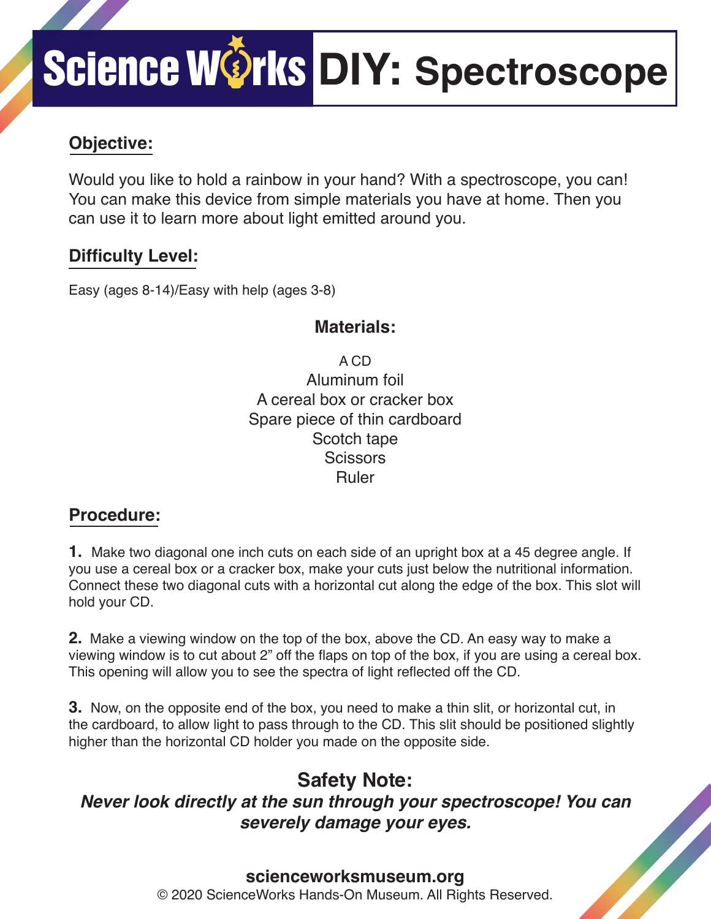# ScienceWorks DIY: Spectroscope

## Objective:

Would you like to hold a rainbow in your hand? With a spectroscope, you can! You can make this device from simple materials you have at home. Then you can use it to learn more about light emitted around you.

## Difficulty Level:

Easy (ages 8-14)/Easy with help (ages 3-8)

## Materials:

A CD
Aluminum foil
A cereal box or cracker box
Spare piece of thin cardboard
Scotch tape
Scissors
Ruler

## Procedure:

**1.** Make two diagonal one inch cuts on each side of an upright box at a 45 degree angle. If you use a cereal box or a cracker box, make your cuts just below the nutritional information. Connect these two diagonal cuts with a horizontal cut along the edge of the box. This slot will hold your CD.

**2.** Make a viewing window on the top of the box, above the CD. An easy way to make a viewing window is to cut about 2” off the flaps on top of the box, if you are using a cereal box. This opening will allow you to see the spectra of light reflected off the CD.

**3.** Now, on the opposite end of the box, you need to make a thin slit, or horizontal cut, in the cardboard, to allow light to pass through to the CD. This slit should be positioned slightly higher than the horizontal CD holder you made on the opposite side.

## Safety Note:

***Never look directly at the sun through your spectroscope! You can severely damage your eyes.***

**scienceworksmuseum.org**
© 2020 ScienceWorks Hands-On Museum. All Rights Reserved.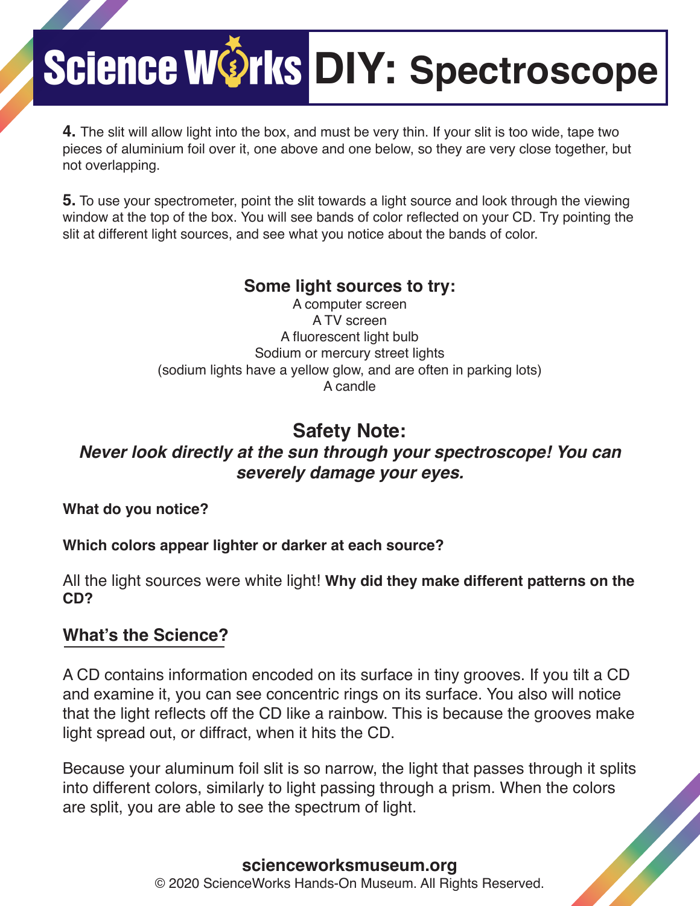# Science Works DIY: Spectroscope

**4.** The slit will allow light into the box, and must be very thin. If your slit is too wide, tape two pieces of aluminium foil over it, one above and one below, so they are very close together, but not overlapping.

**5.** To use your spectrometer, point the slit towards a light source and look through the viewing window at the top of the box. You will see bands of color reflected on your CD. Try pointing the slit at different light sources, and see what you notice about the bands of color.

### Some light sources to try:

A computer screen
A TV screen
A fluorescent light bulb
Sodium or mercury street lights
(sodium lights have a yellow glow, and are often in parking lots)
A candle

### Safety Note:

***Never look directly at the sun through your spectroscope! You can severely damage your eyes.***

**What do you notice?**

**Which colors appear lighter or darker at each source?**

All the light sources were white light! **Why did they make different patterns on the CD?**

## What's the Science?

A CD contains information encoded on its surface in tiny grooves. If you tilt a CD and examine it, you can see concentric rings on its surface. You also will notice that the light reflects off the CD like a rainbow. This is because the grooves make light spread out, or diffract, when it hits the CD.

Because your aluminum foil slit is so narrow, the light that passes through it splits into different colors, similarly to light passing through a prism. When the colors are split, you are able to see the spectrum of light.

**scienceworksmuseum.org**
© 2020 ScienceWorks Hands-On Museum. All Rights Reserved.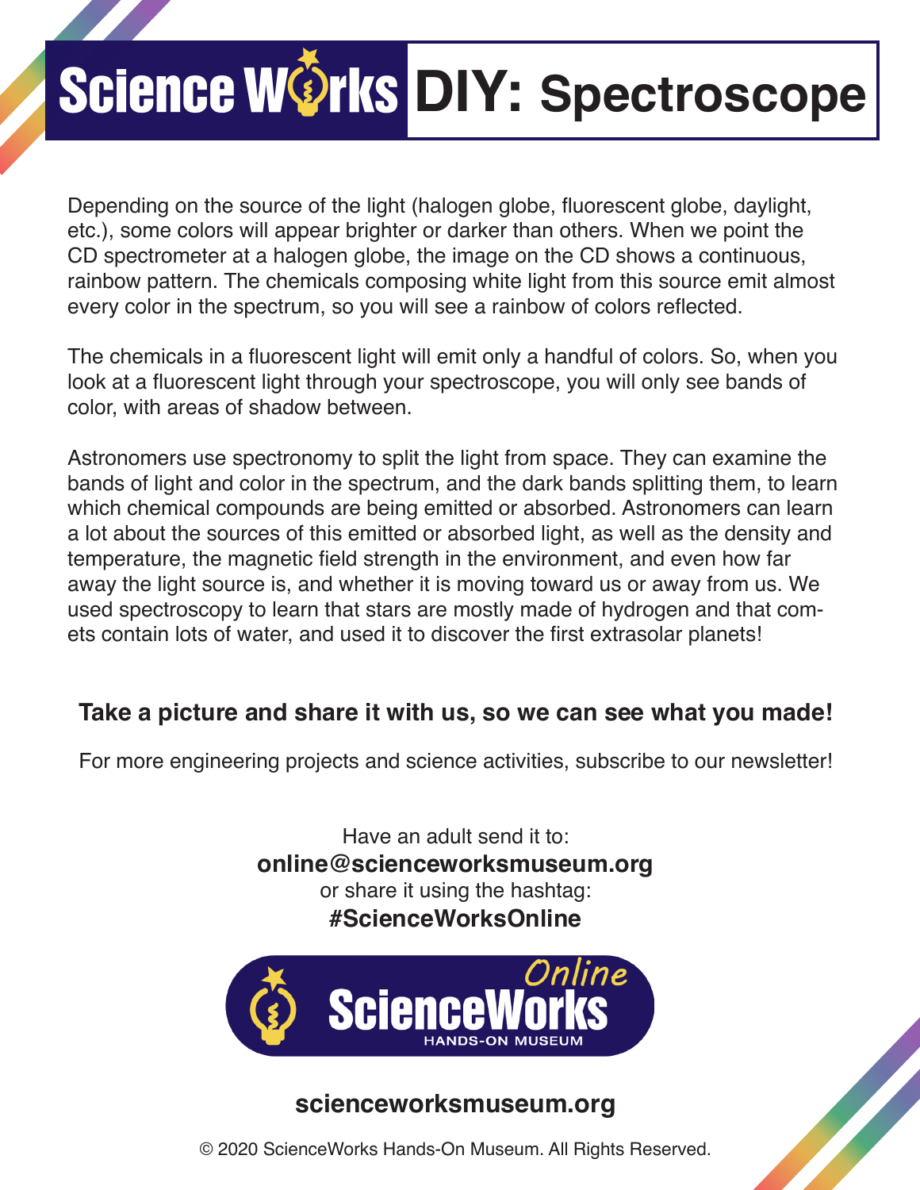# Science Works DIY: Spectroscope

Depending on the source of the light (halogen globe, fluorescent globe, daylight, etc.), some colors will appear brighter or darker than others. When we point the CD spectrometer at a halogen globe, the image on the CD shows a continuous, rainbow pattern. The chemicals composing white light from this source emit almost every color in the spectrum, so you will see a rainbow of colors reflected.

The chemicals in a fluorescent light will emit only a handful of colors. So, when you look at a fluorescent light through your spectroscope, you will only see bands of color, with areas of shadow between.

Astronomers use spectronomy to split the light from space. They can examine the bands of light and color in the spectrum, and the dark bands splitting them, to learn which chemical compounds are being emitted or absorbed. Astronomers can learn a lot about the sources of this emitted or absorbed light, as well as the density and temperature, the magnetic field strength in the environment, and even how far away the light source is, and whether it is moving toward us or away from us. We used spectroscopy to learn that stars are mostly made of hydrogen and that comets contain lots of water, and used it to discover the first extrasolar planets!

**Take a picture and share it with us, so we can see what you made!**

For more engineering projects and science activities, subscribe to our newsletter!

Have an adult send it to:
**online@scienceworksmuseum.org**
or share it using the hashtag:
**#ScienceWorksOnline**

Online ScienceWorks HANDS-ON MUSEUM

**scienceworksmuseum.org**

© 2020 ScienceWorks Hands-On Museum. All Rights Reserved.